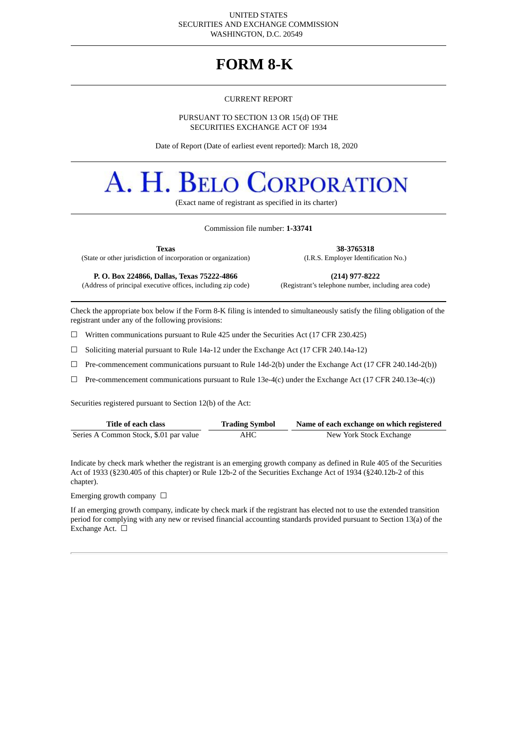UNITED STATES
SECURITIES AND EXCHANGE COMMISSION
WASHINGTON, D.C. 20549

# FORM 8-K

CURRENT REPORT

PURSUANT TO SECTION 13 OR 15(d) OF THE
SECURITIES EXCHANGE ACT OF 1934

Date of Report (Date of earliest event reported): March 18, 2020

# A. H. BELO CORPORATION

(Exact name of registrant as specified in its charter)

Commission file number: **1-33741**

| **Texas** | **38-3765318** |
|---|---|
| (State or other jurisdiction of incorporation or organization) | (I.R.S. Employer Identification No.) |
| **P. O. Box 224866, Dallas, Texas 75222-4866** | **(214) 977-8222** |
| (Address of principal executive offices, including zip code) | (Registrant's telephone number, including area code) |

Check the appropriate box below if the Form 8-K filing is intended to simultaneously satisfy the filing obligation of the registrant under any of the following provisions:

☐ Written communications pursuant to Rule 425 under the Securities Act (17 CFR 230.425)

☐ Soliciting material pursuant to Rule 14a-12 under the Exchange Act (17 CFR 240.14a-12)

☐ Pre-commencement communications pursuant to Rule 14d-2(b) under the Exchange Act (17 CFR 240.14d-2(b))

☐ Pre-commencement communications pursuant to Rule 13e-4(c) under the Exchange Act (17 CFR 240.13e-4(c))

Securities registered pursuant to Section 12(b) of the Act:

| Title of each class | Trading Symbol | Name of each exchange on which registered |
|---|---|---|
| Series A Common Stock, $.01 par value | AHC | New York Stock Exchange |

Indicate by check mark whether the registrant is an emerging growth company as defined in Rule 405 of the Securities Act of 1933 (§230.405 of this chapter) or Rule 12b-2 of the Securities Exchange Act of 1934 (§240.12b-2 of this chapter).

Emerging growth company ☐

If an emerging growth company, indicate by check mark if the registrant has elected not to use the extended transition period for complying with any new or revised financial accounting standards provided pursuant to Section 13(a) of the Exchange Act. ☐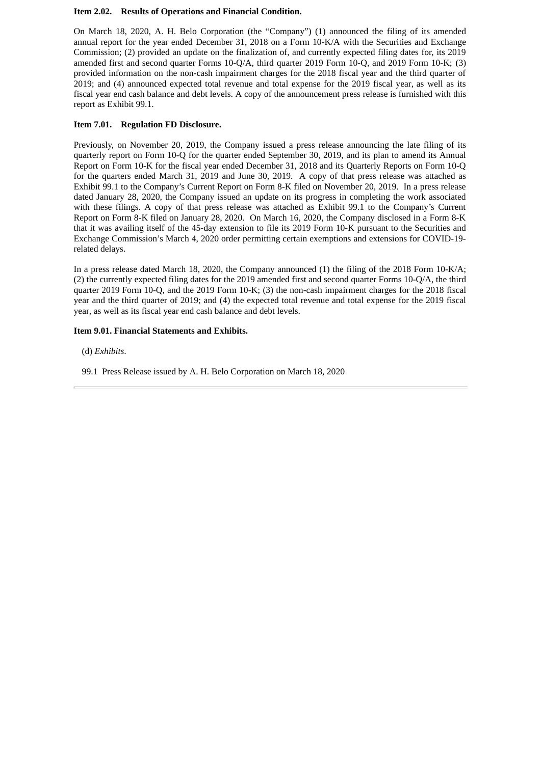**Item 2.02. Results of Operations and Financial Condition.**

On March 18, 2020, A. H. Belo Corporation (the "Company") (1) announced the filing of its amended annual report for the year ended December 31, 2018 on a Form 10-K/A with the Securities and Exchange Commission; (2) provided an update on the finalization of, and currently expected filing dates for, its 2019 amended first and second quarter Forms 10-Q/A, third quarter 2019 Form 10-Q, and 2019 Form 10-K; (3) provided information on the non-cash impairment charges for the 2018 fiscal year and the third quarter of 2019; and (4) announced expected total revenue and total expense for the 2019 fiscal year, as well as its fiscal year end cash balance and debt levels. A copy of the announcement press release is furnished with this report as Exhibit 99.1.

**Item 7.01. Regulation FD Disclosure.**

Previously, on November 20, 2019, the Company issued a press release announcing the late filing of its quarterly report on Form 10-Q for the quarter ended September 30, 2019, and its plan to amend its Annual Report on Form 10-K for the fiscal year ended December 31, 2018 and its Quarterly Reports on Form 10-Q for the quarters ended March 31, 2019 and June 30, 2019. A copy of that press release was attached as Exhibit 99.1 to the Company's Current Report on Form 8-K filed on November 20, 2019. In a press release dated January 28, 2020, the Company issued an update on its progress in completing the work associated with these filings. A copy of that press release was attached as Exhibit 99.1 to the Company's Current Report on Form 8-K filed on January 28, 2020. On March 16, 2020, the Company disclosed in a Form 8-K that it was availing itself of the 45-day extension to file its 2019 Form 10-K pursuant to the Securities and Exchange Commission's March 4, 2020 order permitting certain exemptions and extensions for COVID-19-related delays.

In a press release dated March 18, 2020, the Company announced (1) the filing of the 2018 Form 10-K/A; (2) the currently expected filing dates for the 2019 amended first and second quarter Forms 10-Q/A, the third quarter 2019 Form 10-Q, and the 2019 Form 10-K; (3) the non-cash impairment charges for the 2018 fiscal year and the third quarter of 2019; and (4) the expected total revenue and total expense for the 2019 fiscal year, as well as its fiscal year end cash balance and debt levels.

**Item 9.01. Financial Statements and Exhibits.**

(d) *Exhibits*.

99.1 Press Release issued by A. H. Belo Corporation on March 18, 2020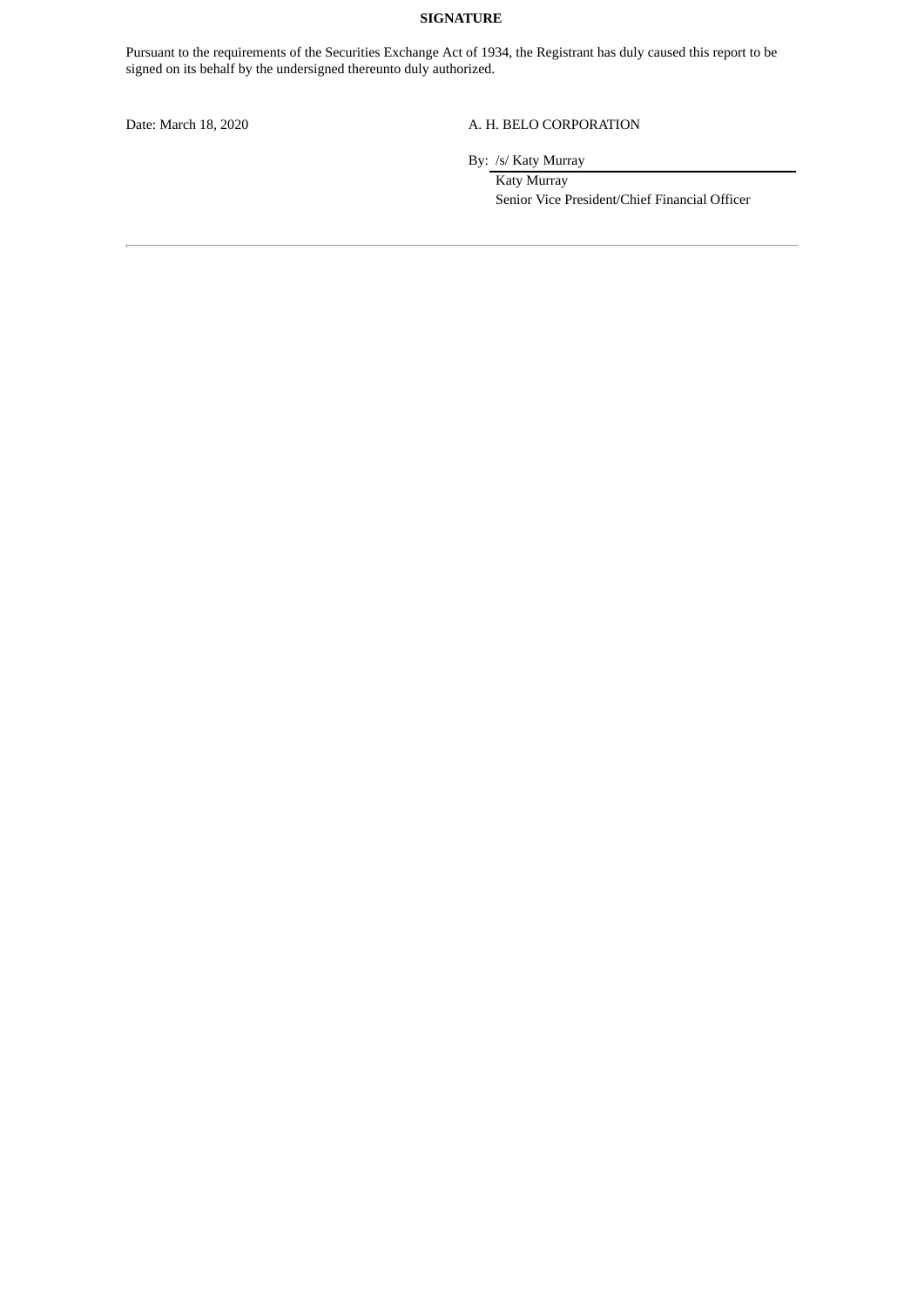**SIGNATURE**

Pursuant to the requirements of the Securities Exchange Act of 1934, the Registrant has duly caused this report to be signed on its behalf by the undersigned thereunto duly authorized.

| | |
|---|---|
| Date: March 18, 2020 | A. H. BELO CORPORATION |
| | By: /s/ Katy Murray |
| | Katy Murray |
| | Senior Vice President/Chief Financial Officer |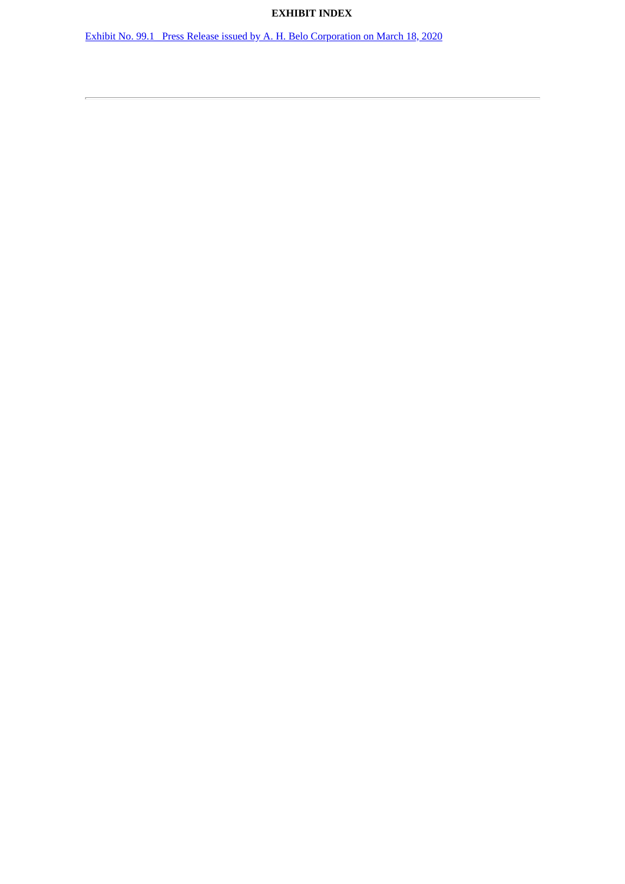# EXHIBIT INDEX

Exhibit No. 99.1 Press Release issued by A. H. Belo Corporation on March 18, 2020

---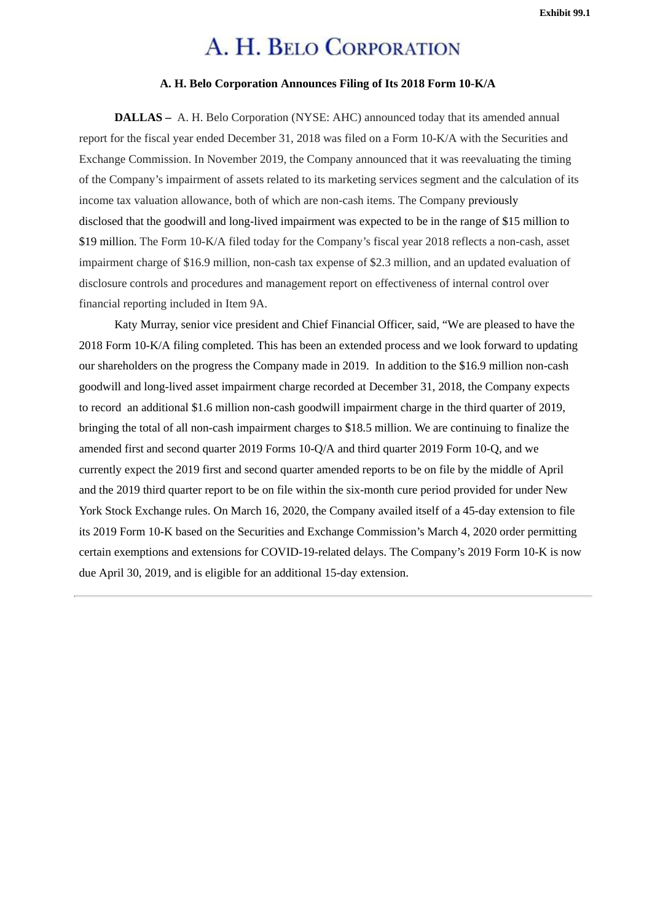Exhibit 99.1

# A. H. Belo Corporation

**A. H. Belo Corporation Announces Filing of Its 2018 Form 10-K/A**

**DALLAS –** A. H. Belo Corporation (NYSE: AHC) announced today that its amended annual report for the fiscal year ended December 31, 2018 was filed on a Form 10-K/A with the Securities and Exchange Commission. In November 2019, the Company announced that it was reevaluating the timing of the Company's impairment of assets related to its marketing services segment and the calculation of its income tax valuation allowance, both of which are non-cash items. The Company previously disclosed that the goodwill and long-lived impairment was expected to be in the range of $15 million to $19 million. The Form 10-K/A filed today for the Company's fiscal year 2018 reflects a non-cash, asset impairment charge of $16.9 million, non-cash tax expense of $2.3 million, and an updated evaluation of disclosure controls and procedures and management report on effectiveness of internal control over financial reporting included in Item 9A.

Katy Murray, senior vice president and Chief Financial Officer, said, "We are pleased to have the 2018 Form 10-K/A filing completed. This has been an extended process and we look forward to updating our shareholders on the progress the Company made in 2019. In addition to the $16.9 million non-cash goodwill and long-lived asset impairment charge recorded at December 31, 2018, the Company expects to record an additional $1.6 million non-cash goodwill impairment charge in the third quarter of 2019, bringing the total of all non-cash impairment charges to $18.5 million. We are continuing to finalize the amended first and second quarter 2019 Forms 10-Q/A and third quarter 2019 Form 10-Q, and we currently expect the 2019 first and second quarter amended reports to be on file by the middle of April and the 2019 third quarter report to be on file within the six-month cure period provided for under New York Stock Exchange rules. On March 16, 2020, the Company availed itself of a 45-day extension to file its 2019 Form 10-K based on the Securities and Exchange Commission's March 4, 2020 order permitting certain exemptions and extensions for COVID-19-related delays. The Company's 2019 Form 10-K is now due April 30, 2019, and is eligible for an additional 15-day extension.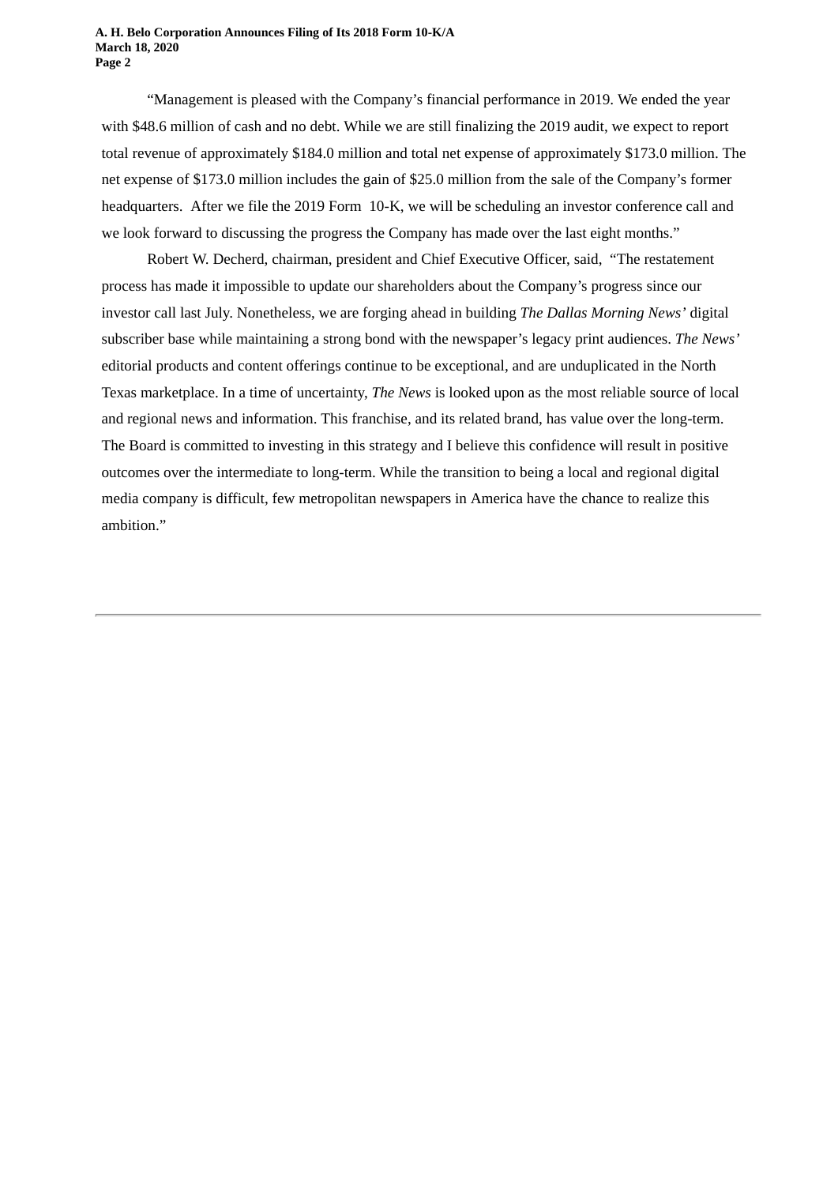"Management is pleased with the Company's financial performance in 2019. We ended the year with $48.6 million of cash and no debt. While we are still finalizing the 2019 audit, we expect to report total revenue of approximately $184.0 million and total net expense of approximately $173.0 million. The net expense of $173.0 million includes the gain of $25.0 million from the sale of the Company's former headquarters. After we file the 2019 Form 10-K, we will be scheduling an investor conference call and we look forward to discussing the progress the Company has made over the last eight months."

Robert W. Decherd, chairman, president and Chief Executive Officer, said, "The restatement process has made it impossible to update our shareholders about the Company's progress since our investor call last July. Nonetheless, we are forging ahead in building *The Dallas Morning News'* digital subscriber base while maintaining a strong bond with the newspaper's legacy print audiences. *The News'* editorial products and content offerings continue to be exceptional, and are unduplicated in the North Texas marketplace. In a time of uncertainty, *The News* is looked upon as the most reliable source of local and regional news and information. This franchise, and its related brand, has value over the long-term. The Board is committed to investing in this strategy and I believe this confidence will result in positive outcomes over the intermediate to long-term. While the transition to being a local and regional digital media company is difficult, few metropolitan newspapers in America have the chance to realize this ambition."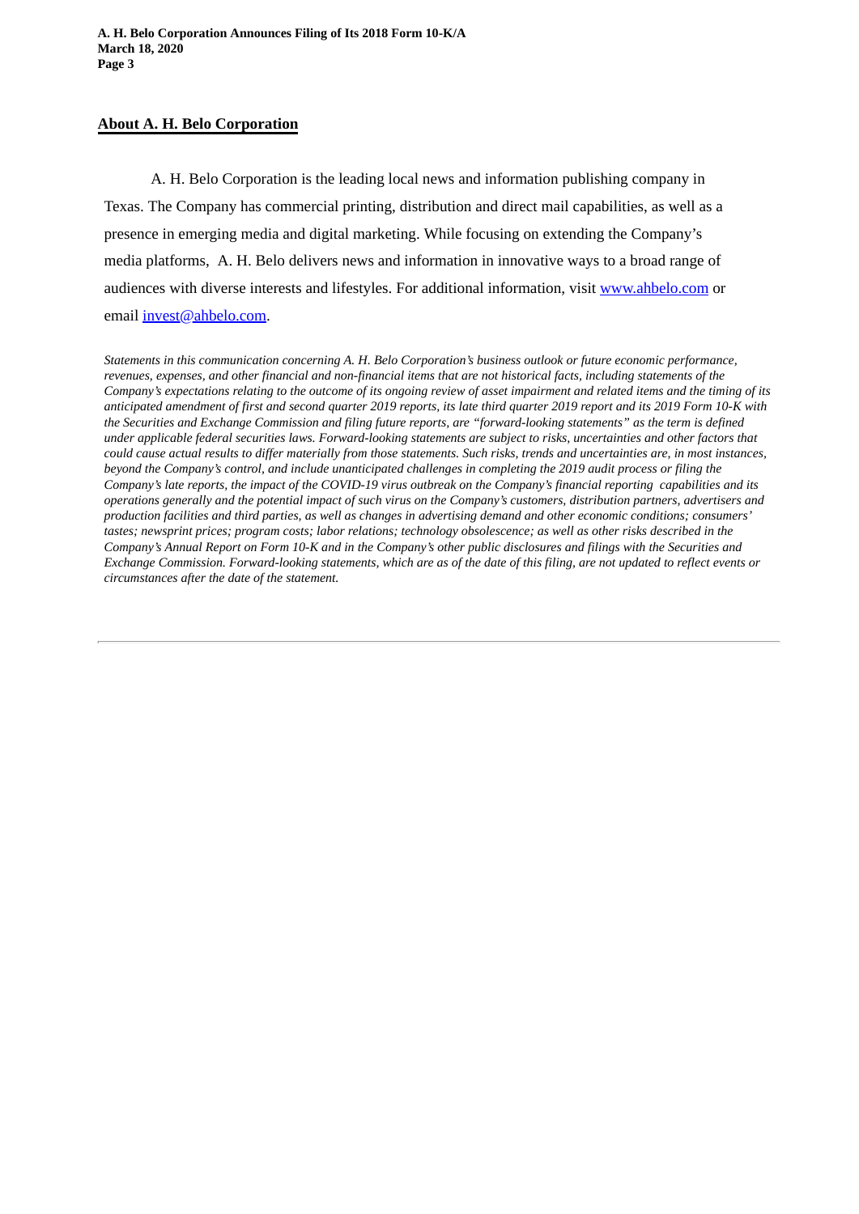## About A. H. Belo Corporation

A. H. Belo Corporation is the leading local news and information publishing company in Texas. The Company has commercial printing, distribution and direct mail capabilities, as well as a presence in emerging media and digital marketing. While focusing on extending the Company's media platforms, A. H. Belo delivers news and information in innovative ways to a broad range of audiences with diverse interests and lifestyles. For additional information, visit www.ahbelo.com or email invest@ahbelo.com.

*Statements in this communication concerning A. H. Belo Corporation's business outlook or future economic performance, revenues, expenses, and other financial and non-financial items that are not historical facts, including statements of the Company's expectations relating to the outcome of its ongoing review of asset impairment and related items and the timing of its anticipated amendment of first and second quarter 2019 reports, its late third quarter 2019 report and its 2019 Form 10-K with the Securities and Exchange Commission and filing future reports, are "forward-looking statements" as the term is defined under applicable federal securities laws. Forward-looking statements are subject to risks, uncertainties and other factors that could cause actual results to differ materially from those statements. Such risks, trends and uncertainties are, in most instances, beyond the Company's control, and include unanticipated challenges in completing the 2019 audit process or filing the Company's late reports, the impact of the COVID-19 virus outbreak on the Company's financial reporting capabilities and its operations generally and the potential impact of such virus on the Company's customers, distribution partners, advertisers and production facilities and third parties, as well as changes in advertising demand and other economic conditions; consumers' tastes; newsprint prices; program costs; labor relations; technology obsolescence; as well as other risks described in the Company's Annual Report on Form 10-K and in the Company's other public disclosures and filings with the Securities and Exchange Commission. Forward-looking statements, which are as of the date of this filing, are not updated to reflect events or circumstances after the date of the statement.*